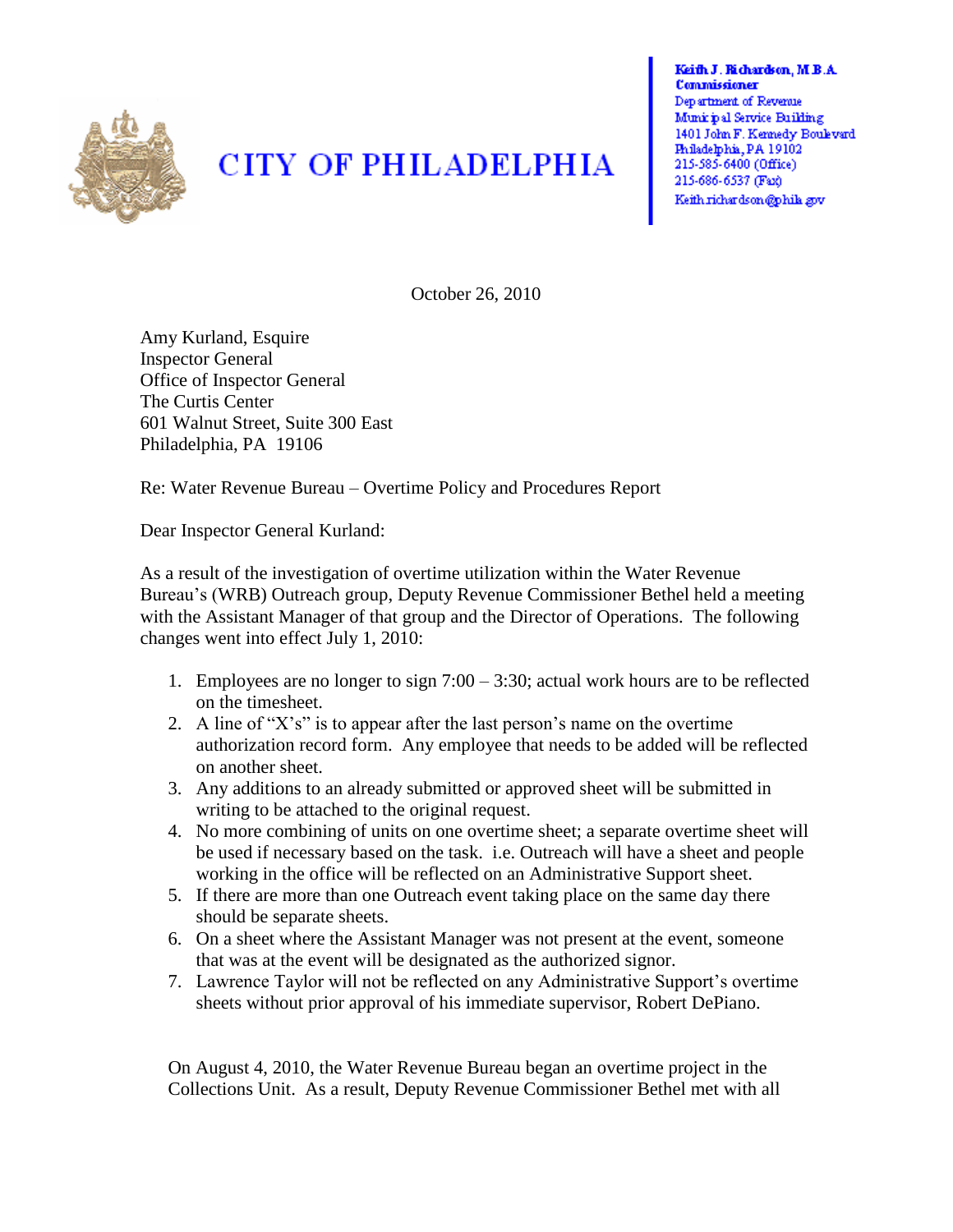# CITY OF PHILADELPHIA

**Keith J. Richardson, M.B.A.**
**Commissioner**
Department of Revenue
Municipal Service Building
1401 John F. Kennedy Boulevard
Philadelphia, PA 19102
215-585-6400 (Office)
215-686-6537 (Fax)
Keith.richardson@phila.gov

October 26, 2010

Amy Kurland, Esquire
Inspector General
Office of Inspector General
The Curtis Center
601 Walnut Street, Suite 300 East
Philadelphia, PA 19106

Re: Water Revenue Bureau – Overtime Policy and Procedures Report

Dear Inspector General Kurland:

As a result of the investigation of overtime utilization within the Water Revenue Bureau's (WRB) Outreach group, Deputy Revenue Commissioner Bethel held a meeting with the Assistant Manager of that group and the Director of Operations. The following changes went into effect July 1, 2010:

1. Employees are no longer to sign 7:00 – 3:30; actual work hours are to be reflected on the timesheet.
2. A line of "X's" is to appear after the last person's name on the overtime authorization record form. Any employee that needs to be added will be reflected on another sheet.
3. Any additions to an already submitted or approved sheet will be submitted in writing to be attached to the original request.
4. No more combining of units on one overtime sheet; a separate overtime sheet will be used if necessary based on the task. i.e. Outreach will have a sheet and people working in the office will be reflected on an Administrative Support sheet.
5. If there are more than one Outreach event taking place on the same day there should be separate sheets.
6. On a sheet where the Assistant Manager was not present at the event, someone that was at the event will be designated as the authorized signor.
7. Lawrence Taylor will not be reflected on any Administrative Support's overtime sheets without prior approval of his immediate supervisor, Robert DePiano.

On August 4, 2010, the Water Revenue Bureau began an overtime project in the Collections Unit. As a result, Deputy Revenue Commissioner Bethel met with all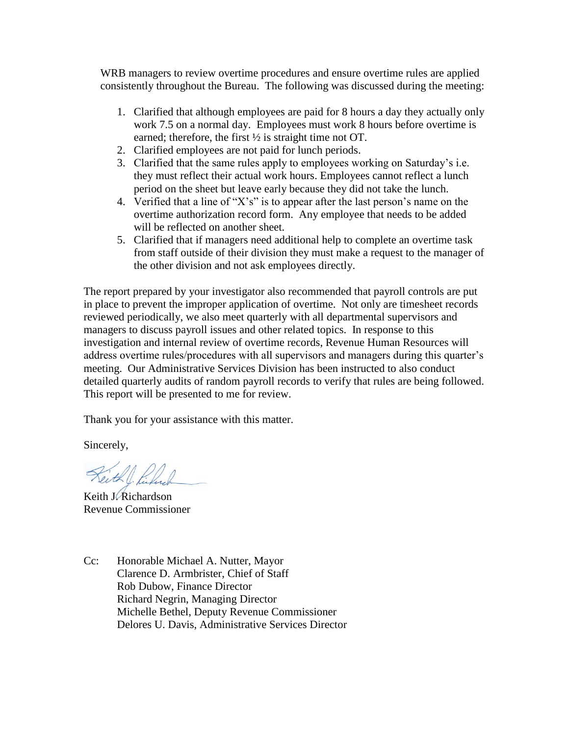WRB managers to review overtime procedures and ensure overtime rules are applied consistently throughout the Bureau. The following was discussed during the meeting:

1. Clarified that although employees are paid for 8 hours a day they actually only work 7.5 on a normal day. Employees must work 8 hours before overtime is earned; therefore, the first ½ is straight time not OT.
2. Clarified employees are not paid for lunch periods.
3. Clarified that the same rules apply to employees working on Saturday's i.e. they must reflect their actual work hours. Employees cannot reflect a lunch period on the sheet but leave early because they did not take the lunch.
4. Verified that a line of "X's" is to appear after the last person's name on the overtime authorization record form. Any employee that needs to be added will be reflected on another sheet.
5. Clarified that if managers need additional help to complete an overtime task from staff outside of their division they must make a request to the manager of the other division and not ask employees directly.

The report prepared by your investigator also recommended that payroll controls are put in place to prevent the improper application of overtime. Not only are timesheet records reviewed periodically, we also meet quarterly with all departmental supervisors and managers to discuss payroll issues and other related topics. In response to this investigation and internal review of overtime records, Revenue Human Resources will address overtime rules/procedures with all supervisors and managers during this quarter's meeting. Our Administrative Services Division has been instructed to also conduct detailed quarterly audits of random payroll records to verify that rules are being followed. This report will be presented to me for review.

Thank you for your assistance with this matter.

Sincerely,

Keith J. Richardson
Revenue Commissioner

Cc: Honorable Michael A. Nutter, Mayor
Clarence D. Armbrister, Chief of Staff
Rob Dubow, Finance Director
Richard Negrin, Managing Director
Michelle Bethel, Deputy Revenue Commissioner
Delores U. Davis, Administrative Services Director